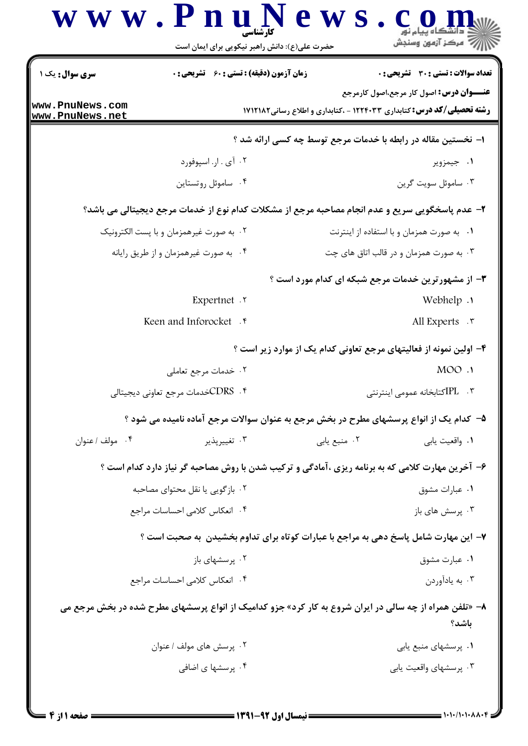کارشناسی

حضرت علی(ع): دانش راهبر نیکویی برای ایمان است

**سری سوال:** یک ۱ | **زمان آزمون (دقیقه) : تستی : ۶۰ تشریحی : ۰** | **تعداد سوالات : تستی : ۳۰ تشریحی : ۰**

**عنـــوان درس:** اصول کار مرجع،اصول کارمرجع

**رشته تحصیلی/کد درس:** کتابداری ۱۲۲۴۰۳۳ - ،کتابداری و اطلاع رسانی۱۷۱۲۱۸۲

**۱-** نخستین مقاله در رابطه با خدمات مرجع توسط چه کسی ارائه شد ؟

۱. جیمزویر
۲. آی . ار. اسپوفورد
۳. ساموئل سویت گرین
۴. ساموئل روتستاین

**۲-** عدم پاسخگویی سریع و عدم انجام مصاحبه مرجع از مشکلات کدام نوع از خدمات مرجع دیجیتالی می باشد؟

۱. به صورت همزمان و با استفاده از اینترنت
۲. به صورت غیرهمزمان و با پست الکترونیک
۳. به صورت همزمان و در قالب اتاق های چت
۴. به صورت غیرهمزمان و از طریق رایانه

**۳-** از مشهورترین خدمات مرجع شبکه ای کدام مورد است ؟

۱. Webhelp
۲. Expertnet
۳. All Experts
۴. Keen and Inforocket

**۴-** اولین نمونه از فعالیتهای مرجع تعاونی کدام یک از موارد زیر است ؟

۱. MOO
۲. خدمات مرجع تعاملی
۳. IPLکتابخانه عمومی اینترنتی
۴. CDRSخدمات مرجع تعاونی دیجیتالی

**۵-** کدام یک از انواع پرسشهای مطرح در بخش مرجع به عنوان سوالات مرجع آماده نامیده می شود ؟

۱. واقعیت یابی
۲. منبع یابی
۳. تغییرپذیر
۴. مولف / عنوان

**۶-** آخرین مهارت کلامی که به برنامه ریزی ،آمادگی و ترکیب شدن با روش مصاحبه گر نیاز دارد کدام است ؟

۱. عبارات مشوق
۲. بازگویی یا نقل محتوای مصاحبه
۳. پرسش های باز
۴. انعکاس کلامی احساسات مراجع

**۷-** این مهارت شامل پاسخ دهی به مراجع با عبارات کوتاه برای تداوم بخشیدن به صحبت است ؟

۱. عبارت مشوق
۲. پرسشهای باز
۳. به یادآوردن
۴. انعکاس کلامی احساسات مراجع

**۸-** «تلفن همراه از چه سالی در ایران شروع به کار کرد» جزو کدامیک از انواع پرسشهای مطرح شده در بخش مرجع می باشد؟

۱. پرسشهای منبع یابی
۲. پرسش های مولف / عنوان
۳. پرسشهای واقعیت یابی
۴. پرسشها ی اضافی

نیمسال اول ۹۲-۱۳۹۱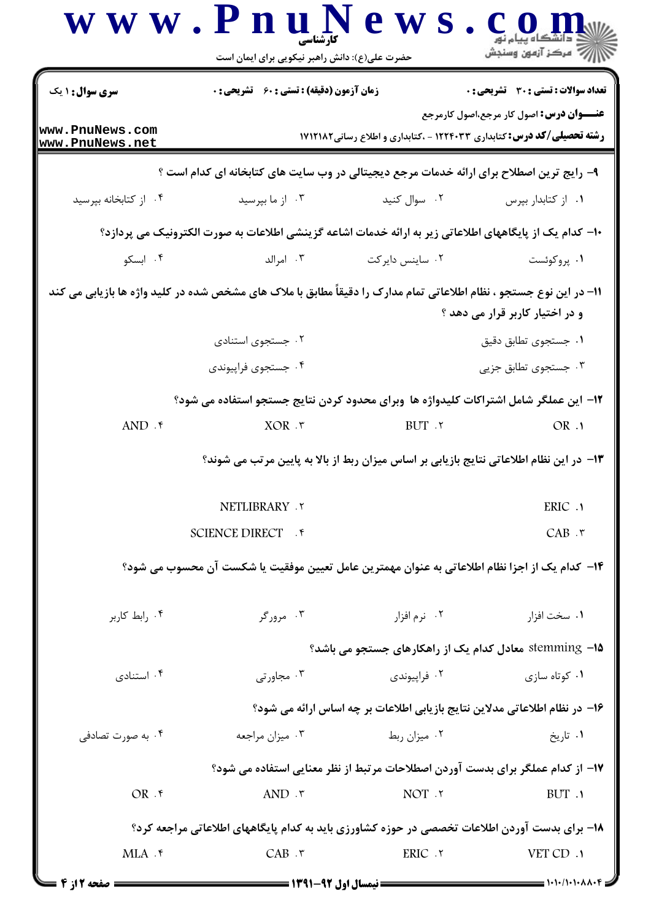**سری سوال:** ۱ یک | **زمان آزمون (دقیقه) : تستی :** ۶۰ **تشریحی :** ۰ | **تعداد سوالات : تستی :** ۳۰ **تشریحی :** ۰

**عنـــوان درس:** اصول کار مرجع،اصول کارمرجع

**رشته تحصیلی/کد درس:** کتابداری ۱۲۲۴۰۳۳ - ،کتابداری و اطلاع رسانی۱۷۱۲۱۸۲

۹- رایج ترین اصطلاح برای ارائه خدمات مرجع دیجیتالی در وب سایت های کتابخانه ای کدام است ؟

۱. از کتابدار بپرس
۲. سوال کنید
۳. از ما بپرسید
۴. از کتابخانه بپرسید

۱۰- کدام یک از پایگاههای اطلاعاتی زیر به ارائه خدمات اشاعه گزینشی اطلاعات به صورت الکترونیک می پردازد؟

۱. پروکوئست
۲. ساینس دایرکت
۳. امرالد
۴. ابسکو

۱۱- در این نوع جستجو ، نظام اطلاعاتی تمام مدارک را دقیقاً مطابق با ملاک های مشخص شده در کلید واژه ها بازیابی می کند و در اختیار کاربر قرار می دهد ؟

۱. جستجوی تطابق دقیق
۲. جستجوی استنادی
۳. جستجوی تطابق جزیی
۴. جستجوی فراپیوندی

۱۲- این عملگر شامل اشتراکات کلیدواژه ها وبرای محدود کردن نتایج جستجو استفاده می شود؟

۱. OR
۲. BUT
۳. XOR
۴. AND

۱۳- در این نظام اطلاعاتی نتایج بازیابی بر اساس میزان ربط از بالا به پایین مرتب می شوند؟

۱. ERIC
۲. NETLIBRARY
۳. CAB
۴. SCIENCE DIRECT

۱۴- کدام یک از اجزا نظام اطلاعاتی به عنوان مهمترین عامل تعیین موفقیت یا شکست آن محسوب می شود؟

۱. سخت افزار
۲. نرم افزار
۳. مرورگر
۴. رابط کاربر

۱۵- stemming معادل کدام یک از راهکارهای جستجو می باشد؟

۱. کوتاه سازی
۲. فراپیوندی
۳. مجاورتی
۴. استنادی

۱۶- در نظام اطلاعاتی مدلاین نتایج بازیابی اطلاعات بر چه اساس ارائه می شود؟

۱. تاریخ
۲. میزان ربط
۳. میزان مراجعه
۴. به صورت تصادفی

۱۷- از کدام عملگر برای بدست آوردن اصطلاحات مرتبط از نظر معنایی استفاده می شود؟

۱. BUT
۲. NOT
۳. AND
۴. OR

۱۸- برای بدست آوردن اطلاعات تخصصی در حوزه کشاورزی باید به کدام پایگاههای اطلاعاتی مراجعه کرد؟

۱. VET CD
۲. ERIC
۳. CAB
۴. MLA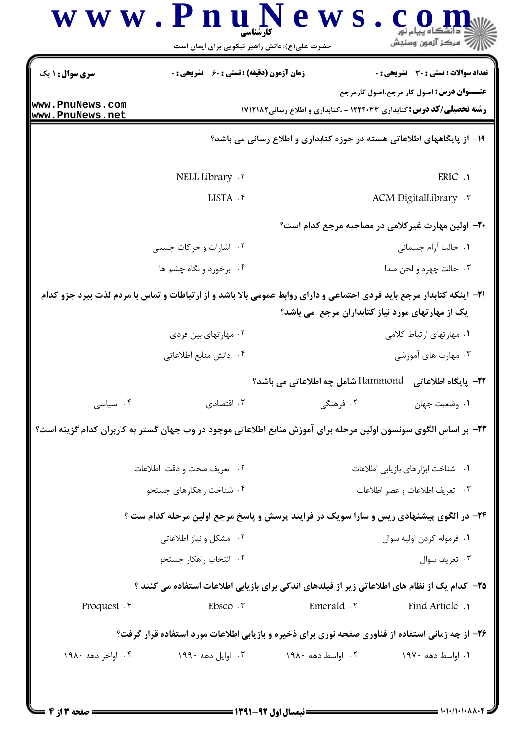**تعداد سوالات : تستی : ۳۰ تشریحی : ۰**

**زمان آزمون (دقیقه) : تستی : ۶۰ تشریحی : ۰**

**سری سوال : ۱ یک**

**عنـــوان درس :** اصول کار مرجع،اصول کارمرجع

**رشته تحصیلی/کد درس :** کتابداری ۱۲۲۴۰۳۳ - ،کتابداری و اطلاع رسانی۱۷۱۲۱۸۲

**۱۹- از پایگاههای اطلاعاتی هسته در حوزه کتابداری و اطلاع رسانی می باشد؟**

۱. ERIC

۲. NELL Library

۳. ACM DigitalLibrary

۴. LISTA

**۲۰- اولین مهارت غیرکلامی در مصاحبه مرجع کدام است؟**

۱. حالت آرام جسمانی

۲. اشارات و حرکات جسمی

۳. حالت چهره و لحن صدا

۴. برخورد و نگاه چشم ها

**۲۱- اینکه کتابدار مرجع باید فردی اجتماعی و دارای روابط عمومی بالا باشد و از ارتباطات و تماس با مردم لذت ببرد جزو کدام یک از مهارتهای مورد نیاز کتابداران مرجع می باشد؟**

۱. مهارتهای ارتباط کلامی

۲. مهارتهای بین فردی

۳. مهارت های آموزشی

۴. دانش منابع اطلاعاتی

**۲۲- پایگاه اطلاعاتی Hammond شامل چه اطلاعاتی می باشد؟**

۱. وضعیت جهان

۲. فرهنگی

۳. اقتصادی

۴. سیاسی

**۲۳- بر اساس الگوی سونسون اولین مرحله برای آموزش منابع اطلاعاتی موجود در وب جهان گستر به کاربران کدام گزینه است؟**

۱. شناخت ابزارهای بازیابی اطلاعات

۲. تعریف صحت و دقت اطلاعات

۳. تعریف اطلاعات و عصر اطلاعات

۴. شناخت راهکارهای جستجو

**۲۴- در الگوی پیشنهادی ریس و سارا سویک در فرایند پرسش و پاسخ مرجع اولین مرحله کدام ست ؟**

۱. فرموله کردن اولیه سوال

۲. مشکل و نیاز اطلاعاتی

۳. تعریف سوال

۴. انتخاب راهکار جستجو

**۲۵- کدام یک از نظام های اطلاعاتی زیر از فیلدهای اندکی برای بازیابی اطلاعات استفاده می کنند ؟**

۱. Find Article

۲. Emerald

۳. Ebsco

۴. Proquest

**۲۶- از چه زمانی استفاده از فناوری صفحه نوری برای ذخیره و بازیابی اطلاعات مورد استفاده قرار گرفت؟**

۱. اواسط دهه ۱۹۷۰

۲. اواسط دهه ۱۹۸۰

۳. اوایل دهه ۱۹۹۰

۴. اواخر دهه ۱۹۸۰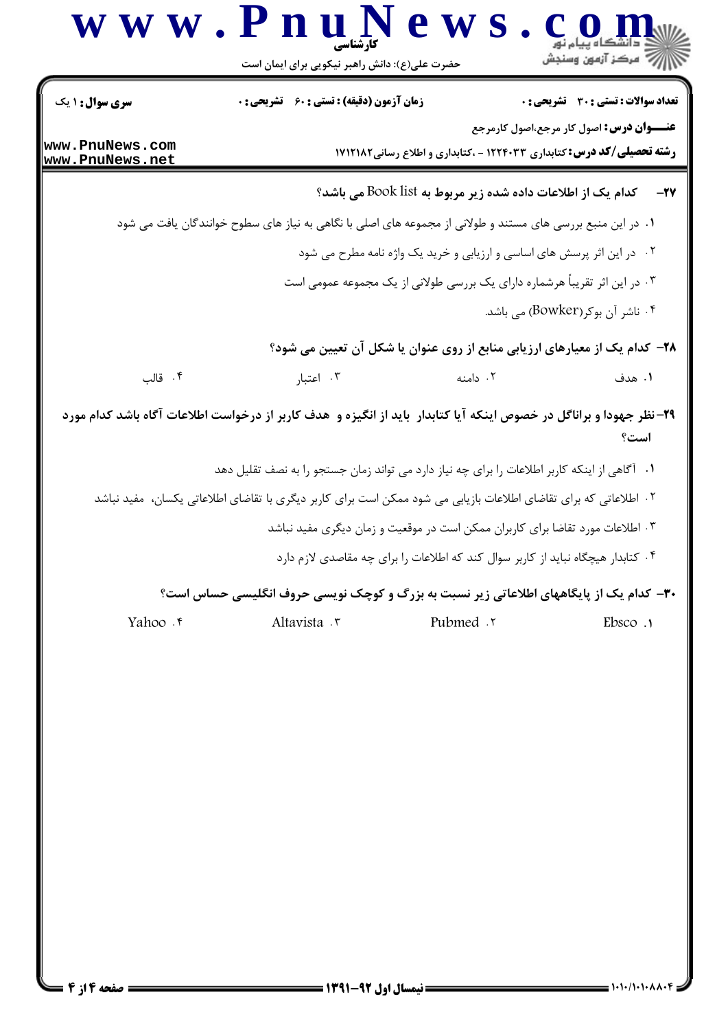**۲۷- کدام یک از اطلاعات داده شده زیر مربوط به Book list می باشد؟**

۱. در این منبع بررسی های مستند و طولانی از مجموعه های اصلی با نگاهی به نیاز های سطوح خوانندگان یافت می شود

۲. در این اثر پرسش های اساسی و ارزیابی و خرید یک واژه نامه مطرح می شود

۳. در این اثر تقریباً هرشماره دارای یک بررسی طولانی از یک مجموعه عمومی است

۴. ناشر آن بوکر(Bowker) می باشد.

**۲۸- کدام یک از معیارهای ارزیابی منابع از روی عنوان یا شکل آن تعیین می شود؟**

۱. هدف
۲. دامنه
۳. اعتبار
۴. قالب

**۲۹- نظر جهودا و براناگل در خصوص اینکه آیا کتابدار باید از انگیزه و هدف کاربر از درخواست اطلاعات آگاه باشد کدام مورد است؟**

۱. آگاهی از اینکه کاربر اطلاعات را برای چه نیاز دارد می تواند زمان جستجو را به نصف تقلیل دهد

۲. اطلاعاتی که برای تقاضای اطلاعات بازیابی می شود ممکن است برای کاربر دیگری با تقاضای اطلاعاتی یکسان، مفید نباشد

۳. اطلاعات مورد تقاضا برای کاربران ممکن است در موقعیت و زمان دیگری مفید نباشد

۴. کتابدار هیچگاه نباید از کاربر سوال کند که اطلاعات را برای چه مقاصدی لازم دارد

**۳۰- کدام یک از پایگاههای اطلاعاتی زیر نسبت به بزرگ و کوچک نویسی حروف انگلیسی حساس است؟**

۱. Ebsco
۲. Pubmed
۳. Altavista
۴. Yahoo